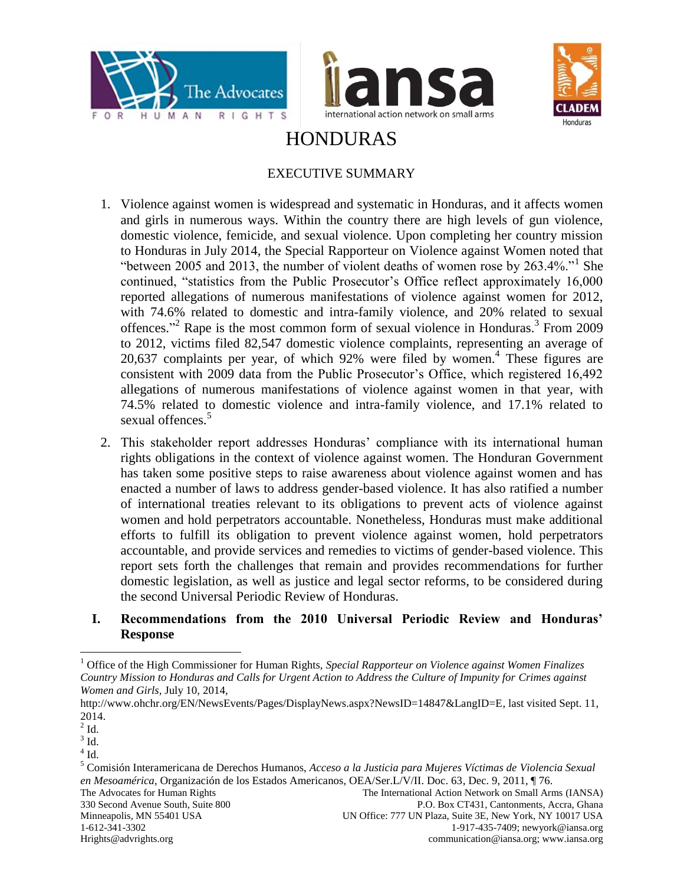# HONDURAS

## EXECUTIVE SUMMARY

1. Violence against women is widespread and systematic in Honduras, and it affects women and girls in numerous ways. Within the country there are high levels of gun violence, domestic violence, femicide, and sexual violence. Upon completing her country mission to Honduras in July 2014, the Special Rapporteur on Violence against Women noted that "between 2005 and 2013, the number of violent deaths of women rose by 263.4%."[1] She continued, "statistics from the Public Prosecutor's Office reflect approximately 16,000 reported allegations of numerous manifestations of violence against women for 2012, with 74.6% related to domestic and intra-family violence, and 20% related to sexual offences."[2] Rape is the most common form of sexual violence in Honduras.[3] From 2009 to 2012, victims filed 82,547 domestic violence complaints, representing an average of 20,637 complaints per year, of which 92% were filed by women.[4] These figures are consistent with 2009 data from the Public Prosecutor's Office, which registered 16,492 allegations of numerous manifestations of violence against women in that year, with 74.5% related to domestic violence and intra-family violence, and 17.1% related to sexual offences.[5]

2. This stakeholder report addresses Honduras' compliance with its international human rights obligations in the context of violence against women. The Honduran Government has taken some positive steps to raise awareness about violence against women and has enacted a number of laws to address gender-based violence. It has also ratified a number of international treaties relevant to its obligations to prevent acts of violence against women and hold perpetrators accountable. Nonetheless, Honduras must make additional efforts to fulfill its obligation to prevent violence against women, hold perpetrators accountable, and provide services and remedies to victims of gender-based violence. This report sets forth the challenges that remain and provides recommendations for further domestic legislation, as well as justice and legal sector reforms, to be considered during the second Universal Periodic Review of Honduras.

## I. Recommendations from the 2010 Universal Periodic Review and Honduras' Response

---

[1] Office of the High Commissioner for Human Rights, *Special Rapporteur on Violence against Women Finalizes Country Mission to Honduras and Calls for Urgent Action to Address the Culture of Impunity for Crimes against Women and Girls*, July 10, 2014, http://www.ohchr.org/EN/NewsEvents/Pages/DisplayNews.aspx?NewsID=14847&LangID=E, last visited Sept. 11, 2014.

[2] Id.

[3] Id.

[4] Id.

[5] Comisión Interamericana de Derechos Humanos, *Acceso a la Justicia para Mujeres Víctimas de Violencia Sexual en Mesoamérica*, Organización de los Estados Americanos, OEA/Ser.L/V/II. Doc. 63, Dec. 9, 2011, ¶ 76.

The Advocates for Human Rights
330 Second Avenue South, Suite 800
Minneapolis, MN 55401 USA
1-612-341-3302
Hrights@advrights.org

The International Action Network on Small Arms (IANSA)
P.O. Box CT431, Cantonments, Accra, Ghana
UN Office: 777 UN Plaza, Suite 3E, New York, NY 10017 USA
1-917-435-7409; newyork@iansa.org
communication@iansa.org; www.iansa.org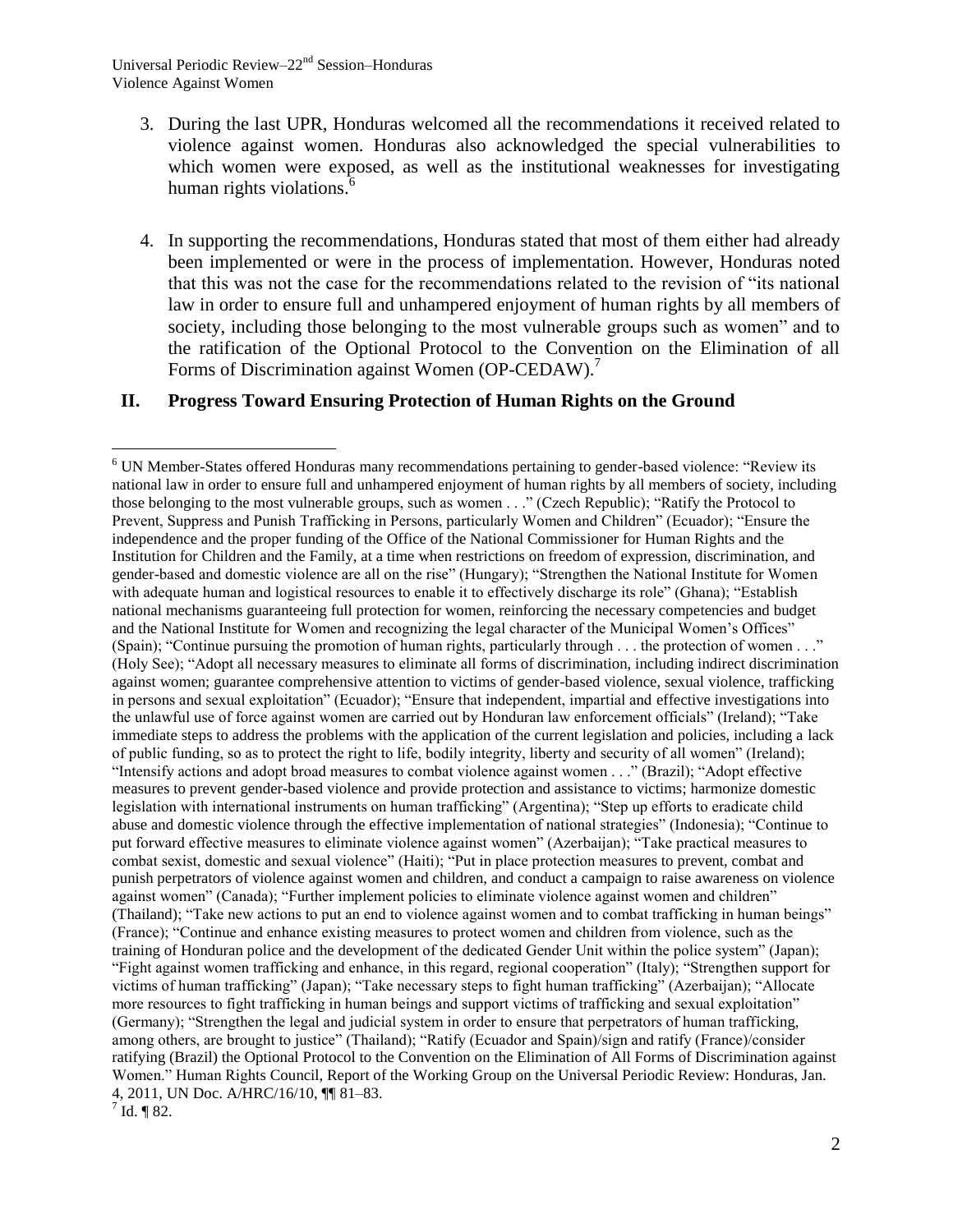3. During the last UPR, Honduras welcomed all the recommendations it received related to violence against women. Honduras also acknowledged the special vulnerabilities to which women were exposed, as well as the institutional weaknesses for investigating human rights violations.[6]

4. In supporting the recommendations, Honduras stated that most of them either had already been implemented or were in the process of implementation. However, Honduras noted that this was not the case for the recommendations related to the revision of "its national law in order to ensure full and unhampered enjoyment of human rights by all members of society, including those belonging to the most vulnerable groups such as women" and to the ratification of the Optional Protocol to the Convention on the Elimination of all Forms of Discrimination against Women (OP-CEDAW).[7]

## II. Progress Toward Ensuring Protection of Human Rights on the Ground

---

[6] UN Member-States offered Honduras many recommendations pertaining to gender-based violence: "Review its national law in order to ensure full and unhampered enjoyment of human rights by all members of society, including those belonging to the most vulnerable groups, such as women . . ." (Czech Republic); "Ratify the Protocol to Prevent, Suppress and Punish Trafficking in Persons, particularly Women and Children" (Ecuador); "Ensure the independence and the proper funding of the Office of the National Commissioner for Human Rights and the Institution for Children and the Family, at a time when restrictions on freedom of expression, discrimination, and gender-based and domestic violence are all on the rise" (Hungary); "Strengthen the National Institute for Women with adequate human and logistical resources to enable it to effectively discharge its role" (Ghana); "Establish national mechanisms guaranteeing full protection for women, reinforcing the necessary competencies and budget and the National Institute for Women and recognizing the legal character of the Municipal Women's Offices" (Spain); "Continue pursuing the promotion of human rights, particularly through . . . the protection of women . . ." (Holy See); "Adopt all necessary measures to eliminate all forms of discrimination, including indirect discrimination against women; guarantee comprehensive attention to victims of gender-based violence, sexual violence, trafficking in persons and sexual exploitation" (Ecuador); "Ensure that independent, impartial and effective investigations into the unlawful use of force against women are carried out by Honduran law enforcement officials" (Ireland); "Take immediate steps to address the problems with the application of the current legislation and policies, including a lack of public funding, so as to protect the right to life, bodily integrity, liberty and security of all women" (Ireland); "Intensify actions and adopt broad measures to combat violence against women . . ." (Brazil); "Adopt effective measures to prevent gender-based violence and provide protection and assistance to victims; harmonize domestic legislation with international instruments on human trafficking" (Argentina); "Step up efforts to eradicate child abuse and domestic violence through the effective implementation of national strategies" (Indonesia); "Continue to put forward effective measures to eliminate violence against women" (Azerbaijan); "Take practical measures to combat sexist, domestic and sexual violence" (Haiti); "Put in place protection measures to prevent, combat and punish perpetrators of violence against women and children, and conduct a campaign to raise awareness on violence against women" (Canada); "Further implement policies to eliminate violence against women and children" (Thailand); "Take new actions to put an end to violence against women and to combat trafficking in human beings" (France); "Continue and enhance existing measures to protect women and children from violence, such as the training of Honduran police and the development of the dedicated Gender Unit within the police system" (Japan); "Fight against women trafficking and enhance, in this regard, regional cooperation" (Italy); "Strengthen support for victims of human trafficking" (Japan); "Take necessary steps to fight human trafficking" (Azerbaijan); "Allocate more resources to fight trafficking in human beings and support victims of trafficking and sexual exploitation" (Germany); "Strengthen the legal and judicial system in order to ensure that perpetrators of human trafficking, among others, are brought to justice" (Thailand); "Ratify (Ecuador and Spain)/sign and ratify (France)/consider ratifying (Brazil) the Optional Protocol to the Convention on the Elimination of All Forms of Discrimination against Women." Human Rights Council, Report of the Working Group on the Universal Periodic Review: Honduras, Jan. 4, 2011, UN Doc. A/HRC/16/10, ¶¶ 81–83.

[7] Id. ¶ 82.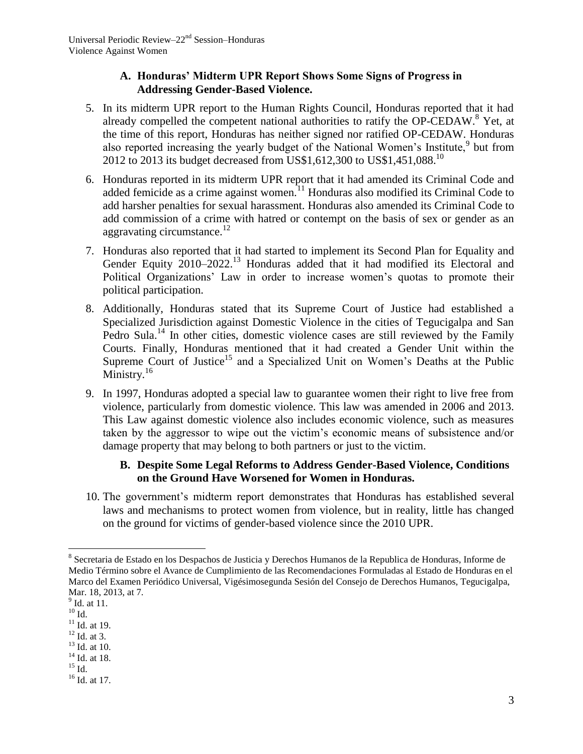### A. Honduras' Midterm UPR Report Shows Some Signs of Progress in Addressing Gender-Based Violence.

5. In its midterm UPR report to the Human Rights Council, Honduras reported that it had already compelled the competent national authorities to ratify the OP-CEDAW.[8] Yet, at the time of this report, Honduras has neither signed nor ratified OP-CEDAW. Honduras also reported increasing the yearly budget of the National Women's Institute,[9] but from 2012 to 2013 its budget decreased from US$1,612,300 to US$1,451,088.[10]

6. Honduras reported in its midterm UPR report that it had amended its Criminal Code and added femicide as a crime against women.[11] Honduras also modified its Criminal Code to add harsher penalties for sexual harassment. Honduras also amended its Criminal Code to add commission of a crime with hatred or contempt on the basis of sex or gender as an aggravating circumstance.[12]

7. Honduras also reported that it had started to implement its Second Plan for Equality and Gender Equity 2010–2022.[13] Honduras added that it had modified its Electoral and Political Organizations' Law in order to increase women's quotas to promote their political participation.

8. Additionally, Honduras stated that its Supreme Court of Justice had established a Specialized Jurisdiction against Domestic Violence in the cities of Tegucigalpa and San Pedro Sula.[14] In other cities, domestic violence cases are still reviewed by the Family Courts. Finally, Honduras mentioned that it had created a Gender Unit within the Supreme Court of Justice[15] and a Specialized Unit on Women's Deaths at the Public Ministry.[16]

9. In 1997, Honduras adopted a special law to guarantee women their right to live free from violence, particularly from domestic violence. This law was amended in 2006 and 2013. This Law against domestic violence also includes economic violence, such as measures taken by the aggressor to wipe out the victim's economic means of subsistence and/or damage property that may belong to both partners or just to the victim.

### B. Despite Some Legal Reforms to Address Gender-Based Violence, Conditions on the Ground Have Worsened for Women in Honduras.

10. The government's midterm report demonstrates that Honduras has established several laws and mechanisms to protect women from violence, but in reality, little has changed on the ground for victims of gender-based violence since the 2010 UPR.

---

[8] Secretaria de Estado en los Despachos de Justicia y Derechos Humanos de la Republica de Honduras, Informe de Medio Término sobre el Avance de Cumplimiento de las Recomendaciones Formuladas al Estado de Honduras en el Marco del Examen Periódico Universal, Vigésimosegunda Sesión del Consejo de Derechos Humanos, Tegucigalpa, Mar. 18, 2013, at 7.

[9] Id. at 11.

[10] Id.

[11] Id. at 19.

[12] Id. at 3.

[13] Id. at 10.

[14] Id. at 18.

[15] Id.

[16] Id. at 17.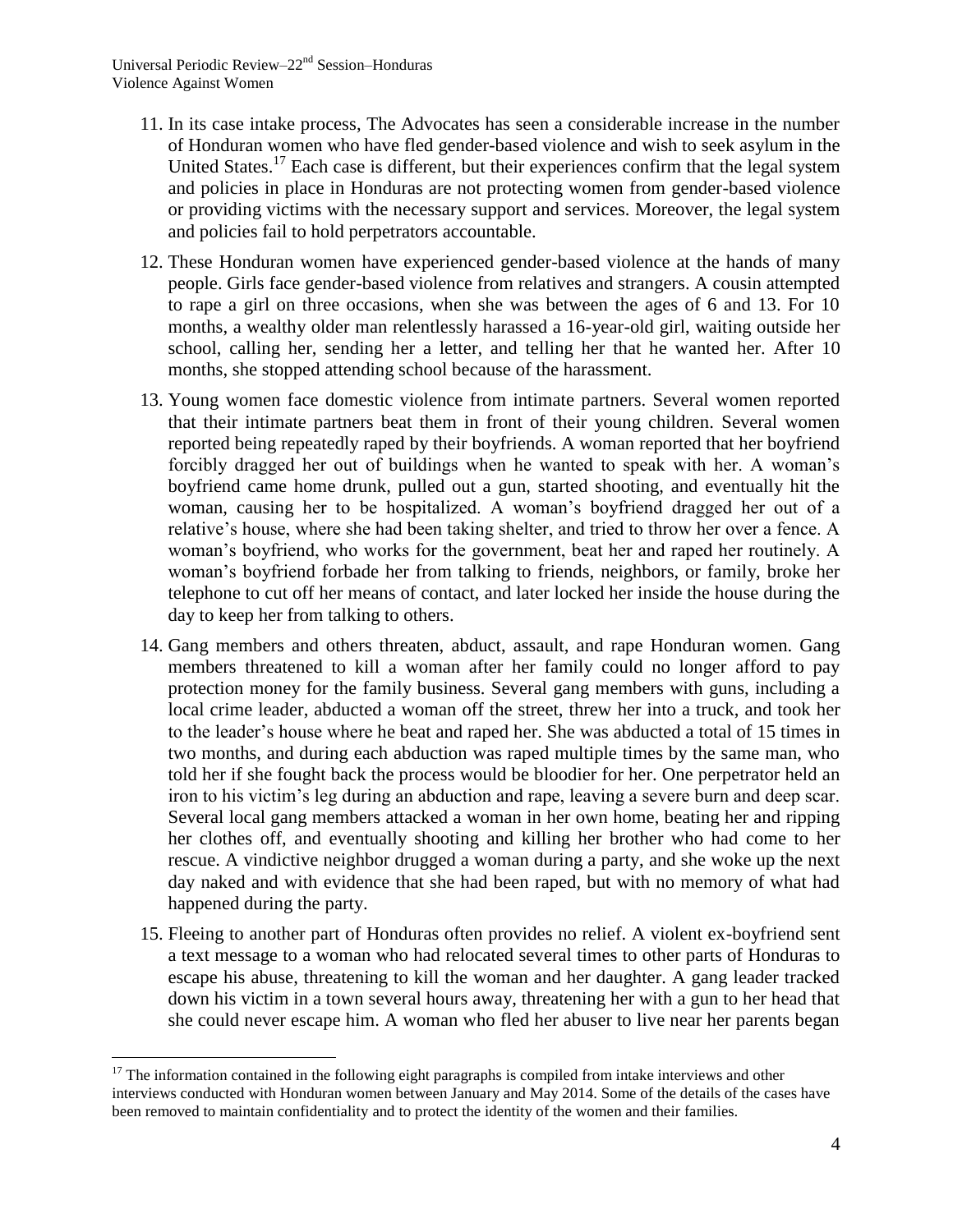11. In its case intake process, The Advocates has seen a considerable increase in the number of Honduran women who have fled gender-based violence and wish to seek asylum in the United States.[17] Each case is different, but their experiences confirm that the legal system and policies in place in Honduras are not protecting women from gender-based violence or providing victims with the necessary support and services. Moreover, the legal system and policies fail to hold perpetrators accountable.

12. These Honduran women have experienced gender-based violence at the hands of many people. Girls face gender-based violence from relatives and strangers. A cousin attempted to rape a girl on three occasions, when she was between the ages of 6 and 13. For 10 months, a wealthy older man relentlessly harassed a 16-year-old girl, waiting outside her school, calling her, sending her a letter, and telling her that he wanted her. After 10 months, she stopped attending school because of the harassment.

13. Young women face domestic violence from intimate partners. Several women reported that their intimate partners beat them in front of their young children. Several women reported being repeatedly raped by their boyfriends. A woman reported that her boyfriend forcibly dragged her out of buildings when he wanted to speak with her. A woman's boyfriend came home drunk, pulled out a gun, started shooting, and eventually hit the woman, causing her to be hospitalized. A woman's boyfriend dragged her out of a relative's house, where she had been taking shelter, and tried to throw her over a fence. A woman's boyfriend, who works for the government, beat her and raped her routinely. A woman's boyfriend forbade her from talking to friends, neighbors, or family, broke her telephone to cut off her means of contact, and later locked her inside the house during the day to keep her from talking to others.

14. Gang members and others threaten, abduct, assault, and rape Honduran women. Gang members threatened to kill a woman after her family could no longer afford to pay protection money for the family business. Several gang members with guns, including a local crime leader, abducted a woman off the street, threw her into a truck, and took her to the leader's house where he beat and raped her. She was abducted a total of 15 times in two months, and during each abduction was raped multiple times by the same man, who told her if she fought back the process would be bloodier for her. One perpetrator held an iron to his victim's leg during an abduction and rape, leaving a severe burn and deep scar. Several local gang members attacked a woman in her own home, beating her and ripping her clothes off, and eventually shooting and killing her brother who had come to her rescue. A vindictive neighbor drugged a woman during a party, and she woke up the next day naked and with evidence that she had been raped, but with no memory of what had happened during the party.

15. Fleeing to another part of Honduras often provides no relief. A violent ex-boyfriend sent a text message to a woman who had relocated several times to other parts of Honduras to escape his abuse, threatening to kill the woman and her daughter. A gang leader tracked down his victim in a town several hours away, threatening her with a gun to her head that she could never escape him. A woman who fled her abuser to live near her parents began

[17] The information contained in the following eight paragraphs is compiled from intake interviews and other interviews conducted with Honduran women between January and May 2014. Some of the details of the cases have been removed to maintain confidentiality and to protect the identity of the women and their families.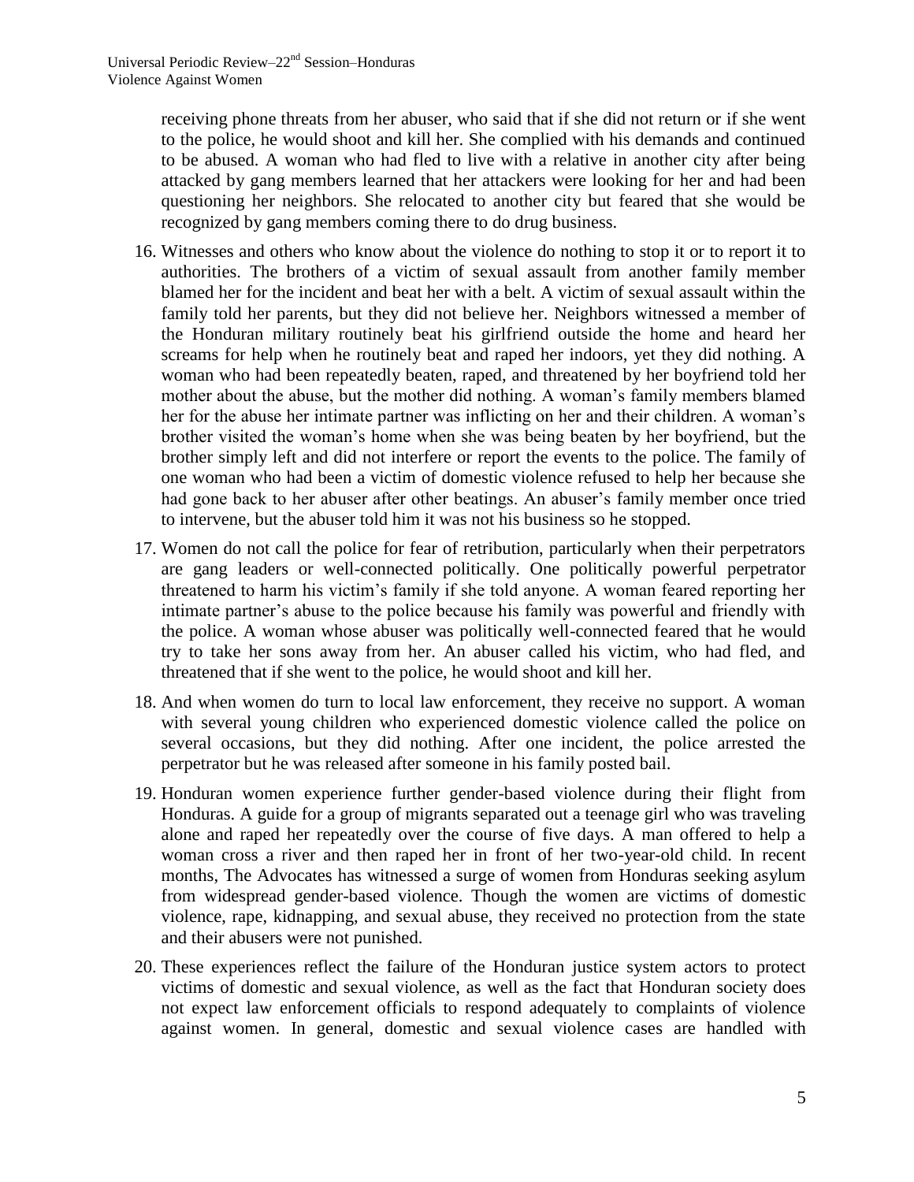receiving phone threats from her abuser, who said that if she did not return or if she went to the police, he would shoot and kill her. She complied with his demands and continued to be abused. A woman who had fled to live with a relative in another city after being attacked by gang members learned that her attackers were looking for her and had been questioning her neighbors. She relocated to another city but feared that she would be recognized by gang members coming there to do drug business.

16. Witnesses and others who know about the violence do nothing to stop it or to report it to authorities. The brothers of a victim of sexual assault from another family member blamed her for the incident and beat her with a belt. A victim of sexual assault within the family told her parents, but they did not believe her. Neighbors witnessed a member of the Honduran military routinely beat his girlfriend outside the home and heard her screams for help when he routinely beat and raped her indoors, yet they did nothing. A woman who had been repeatedly beaten, raped, and threatened by her boyfriend told her mother about the abuse, but the mother did nothing. A woman's family members blamed her for the abuse her intimate partner was inflicting on her and their children. A woman's brother visited the woman's home when she was being beaten by her boyfriend, but the brother simply left and did not interfere or report the events to the police. The family of one woman who had been a victim of domestic violence refused to help her because she had gone back to her abuser after other beatings. An abuser's family member once tried to intervene, but the abuser told him it was not his business so he stopped.

17. Women do not call the police for fear of retribution, particularly when their perpetrators are gang leaders or well-connected politically. One politically powerful perpetrator threatened to harm his victim's family if she told anyone. A woman feared reporting her intimate partner's abuse to the police because his family was powerful and friendly with the police. A woman whose abuser was politically well-connected feared that he would try to take her sons away from her. An abuser called his victim, who had fled, and threatened that if she went to the police, he would shoot and kill her.

18. And when women do turn to local law enforcement, they receive no support. A woman with several young children who experienced domestic violence called the police on several occasions, but they did nothing. After one incident, the police arrested the perpetrator but he was released after someone in his family posted bail.

19. Honduran women experience further gender-based violence during their flight from Honduras. A guide for a group of migrants separated out a teenage girl who was traveling alone and raped her repeatedly over the course of five days. A man offered to help a woman cross a river and then raped her in front of her two-year-old child. In recent months, The Advocates has witnessed a surge of women from Honduras seeking asylum from widespread gender-based violence. Though the women are victims of domestic violence, rape, kidnapping, and sexual abuse, they received no protection from the state and their abusers were not punished.

20. These experiences reflect the failure of the Honduran justice system actors to protect victims of domestic and sexual violence, as well as the fact that Honduran society does not expect law enforcement officials to respond adequately to complaints of violence against women. In general, domestic and sexual violence cases are handled with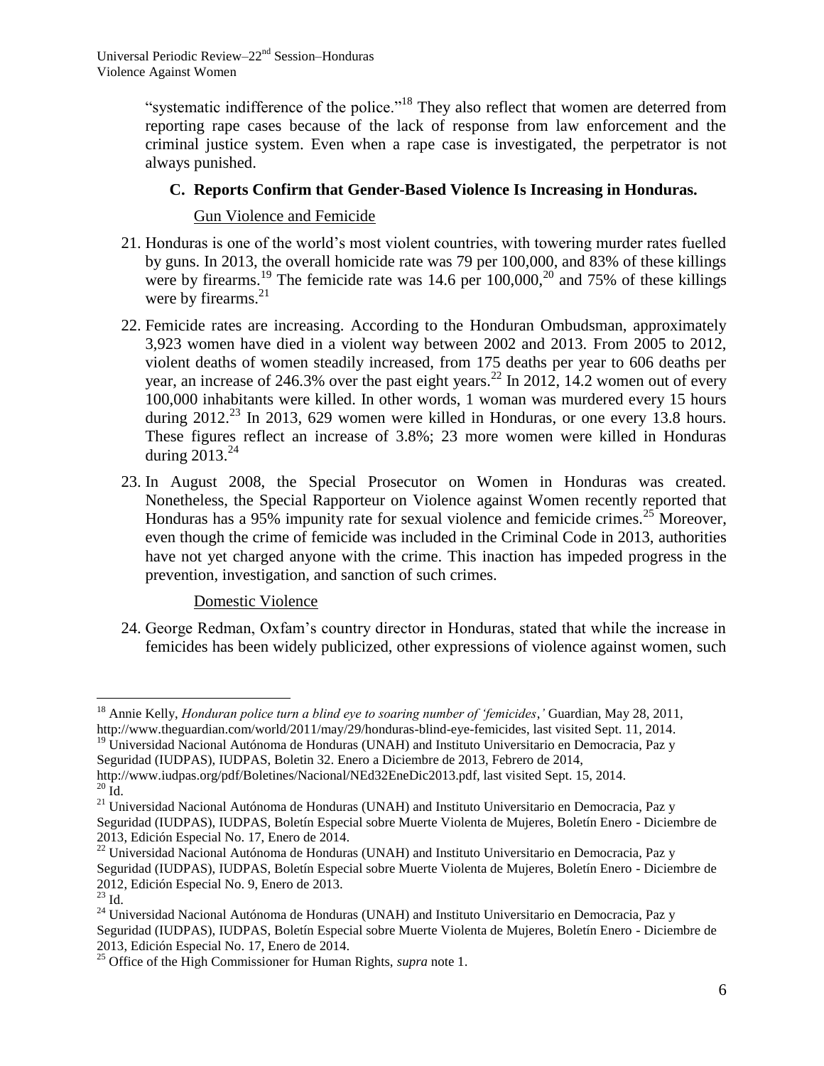"systematic indifference of the police."[18] They also reflect that women are deterred from reporting rape cases because of the lack of response from law enforcement and the criminal justice system. Even when a rape case is investigated, the perpetrator is not always punished.

### C. Reports Confirm that Gender-Based Violence Is Increasing in Honduras.

Gun Violence and Femicide

21. Honduras is one of the world's most violent countries, with towering murder rates fuelled by guns. In 2013, the overall homicide rate was 79 per 100,000, and 83% of these killings were by firearms.[19] The femicide rate was 14.6 per 100,000,[20] and 75% of these killings were by firearms.[21]

22. Femicide rates are increasing. According to the Honduran Ombudsman, approximately 3,923 women have died in a violent way between 2002 and 2013. From 2005 to 2012, violent deaths of women steadily increased, from 175 deaths per year to 606 deaths per year, an increase of 246.3% over the past eight years.[22] In 2012, 14.2 women out of every 100,000 inhabitants were killed. In other words, 1 woman was murdered every 15 hours during 2012.[23] In 2013, 629 women were killed in Honduras, or one every 13.8 hours. These figures reflect an increase of 3.8%; 23 more women were killed in Honduras during 2013.[24]

23. In August 2008, the Special Prosecutor on Women in Honduras was created. Nonetheless, the Special Rapporteur on Violence against Women recently reported that Honduras has a 95% impunity rate for sexual violence and femicide crimes.[25] Moreover, even though the crime of femicide was included in the Criminal Code in 2013, authorities have not yet charged anyone with the crime. This inaction has impeded progress in the prevention, investigation, and sanction of such crimes.

Domestic Violence

24. George Redman, Oxfam's country director in Honduras, stated that while the increase in femicides has been widely publicized, other expressions of violence against women, such

---

[18] Annie Kelly, *Honduran police turn a blind eye to soaring number of 'femicides,'* Guardian, May 28, 2011, http://www.theguardian.com/world/2011/may/29/honduras-blind-eye-femicides, last visited Sept. 11, 2014.

[19] Universidad Nacional Autónoma de Honduras (UNAH) and Instituto Universitario en Democracia, Paz y Seguridad (IUDPAS), IUDPAS, Boletin 32. Enero a Diciembre de 2013, Febrero de 2014, http://www.iudpas.org/pdf/Boletines/Nacional/NEd32EneDic2013.pdf, last visited Sept. 15, 2014.

[20] Id.

[21] Universidad Nacional Autónoma de Honduras (UNAH) and Instituto Universitario en Democracia, Paz y Seguridad (IUDPAS), IUDPAS, Boletín Especial sobre Muerte Violenta de Mujeres, Boletín Enero - Diciembre de 2013, Edición Especial No. 17, Enero de 2014.

[22] Universidad Nacional Autónoma de Honduras (UNAH) and Instituto Universitario en Democracia, Paz y Seguridad (IUDPAS), IUDPAS, Boletín Especial sobre Muerte Violenta de Mujeres, Boletín Enero - Diciembre de 2012, Edición Especial No. 9, Enero de 2013.

[23] Id.

[24] Universidad Nacional Autónoma de Honduras (UNAH) and Instituto Universitario en Democracia, Paz y Seguridad (IUDPAS), IUDPAS, Boletín Especial sobre Muerte Violenta de Mujeres, Boletín Enero - Diciembre de 2013, Edición Especial No. 17, Enero de 2014.

[25] Office of the High Commissioner for Human Rights, *supra* note 1.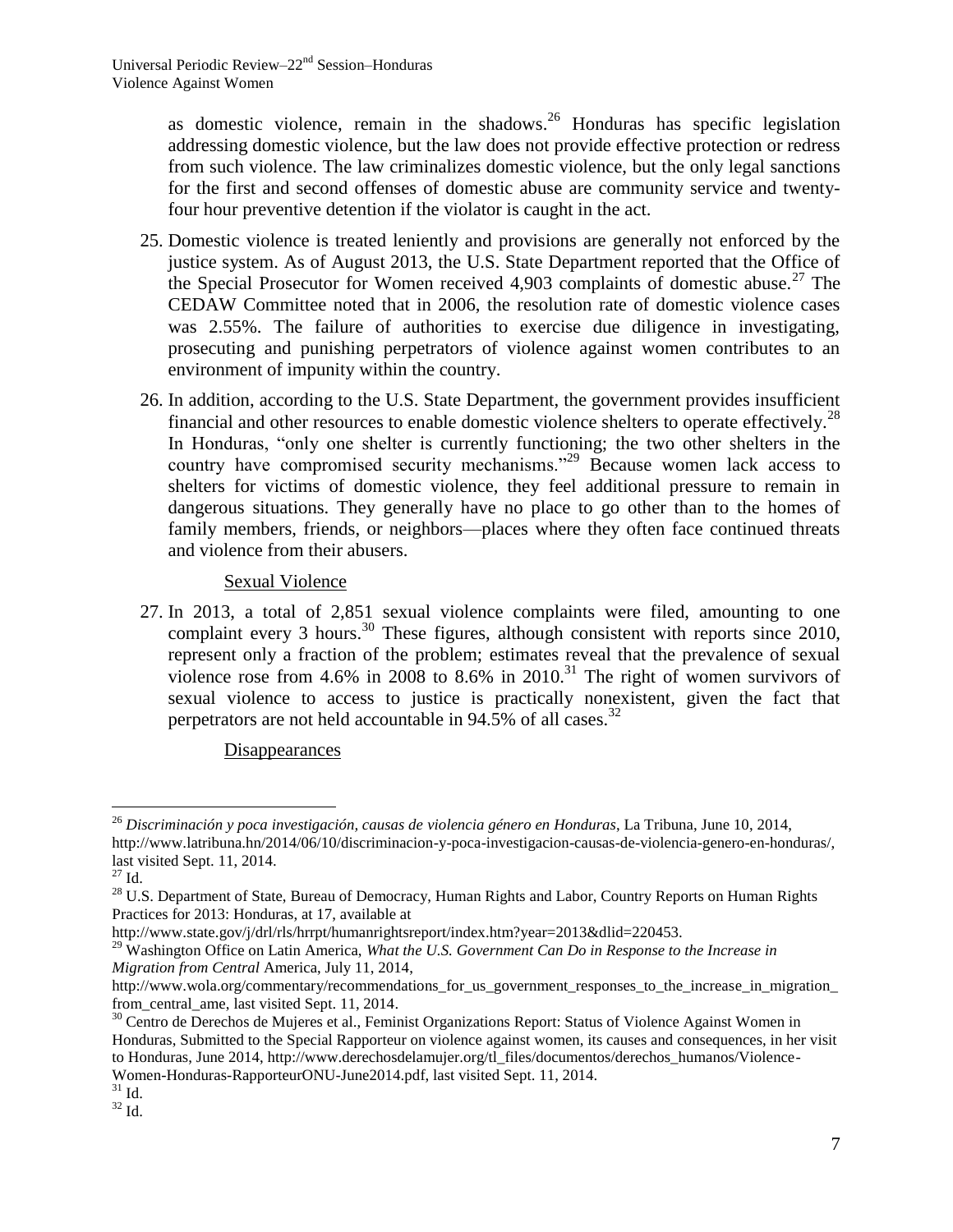as domestic violence, remain in the shadows.[26] Honduras has specific legislation addressing domestic violence, but the law does not provide effective protection or redress from such violence. The law criminalizes domestic violence, but the only legal sanctions for the first and second offenses of domestic abuse are community service and twenty-four hour preventive detention if the violator is caught in the act.

25. Domestic violence is treated leniently and provisions are generally not enforced by the justice system. As of August 2013, the U.S. State Department reported that the Office of the Special Prosecutor for Women received 4,903 complaints of domestic abuse.[27] The CEDAW Committee noted that in 2006, the resolution rate of domestic violence cases was 2.55%. The failure of authorities to exercise due diligence in investigating, prosecuting and punishing perpetrators of violence against women contributes to an environment of impunity within the country.

26. In addition, according to the U.S. State Department, the government provides insufficient financial and other resources to enable domestic violence shelters to operate effectively.[28] In Honduras, "only one shelter is currently functioning; the two other shelters in the country have compromised security mechanisms."[29] Because women lack access to shelters for victims of domestic violence, they feel additional pressure to remain in dangerous situations. They generally have no place to go other than to the homes of family members, friends, or neighbors—places where they often face continued threats and violence from their abusers.

<u>Sexual Violence</u>

27. In 2013, a total of 2,851 sexual violence complaints were filed, amounting to one complaint every 3 hours.[30] These figures, although consistent with reports since 2010, represent only a fraction of the problem; estimates reveal that the prevalence of sexual violence rose from 4.6% in 2008 to 8.6% in 2010.[31] The right of women survivors of sexual violence to access to justice is practically nonexistent, given the fact that perpetrators are not held accountable in 94.5% of all cases.[32]

<u>Disappearances</u>

---

[26] *Discriminación y poca investigación, causas de violencia género en Honduras*, La Tribuna, June 10, 2014, http://www.latribuna.hn/2014/06/10/discriminacion-y-poca-investigacion-causas-de-violencia-genero-en-honduras/, last visited Sept. 11, 2014.

[27] Id.

[28] U.S. Department of State, Bureau of Democracy, Human Rights and Labor, Country Reports on Human Rights Practices for 2013: Honduras, at 17, available at http://www.state.gov/j/drl/rls/hrrpt/humanrightsreport/index.htm?year=2013&dlid=220453.

[29] Washington Office on Latin America, *What the U.S. Government Can Do in Response to the Increase in Migration from Central* America, July 11, 2014, http://www.wola.org/commentary/recommendations_for_us_government_responses_to_the_increase_in_migration_from_central_ame, last visited Sept. 11, 2014.

[30] Centro de Derechos de Mujeres et al., Feminist Organizations Report: Status of Violence Against Women in Honduras, Submitted to the Special Rapporteur on violence against women, its causes and consequences, in her visit to Honduras, June 2014, http://www.derechosdelamujer.org/tl_files/documentos/derechos_humanos/Violence-Women-Honduras-RapporteurONU-June2014.pdf, last visited Sept. 11, 2014.

[31] Id.

[32] Id.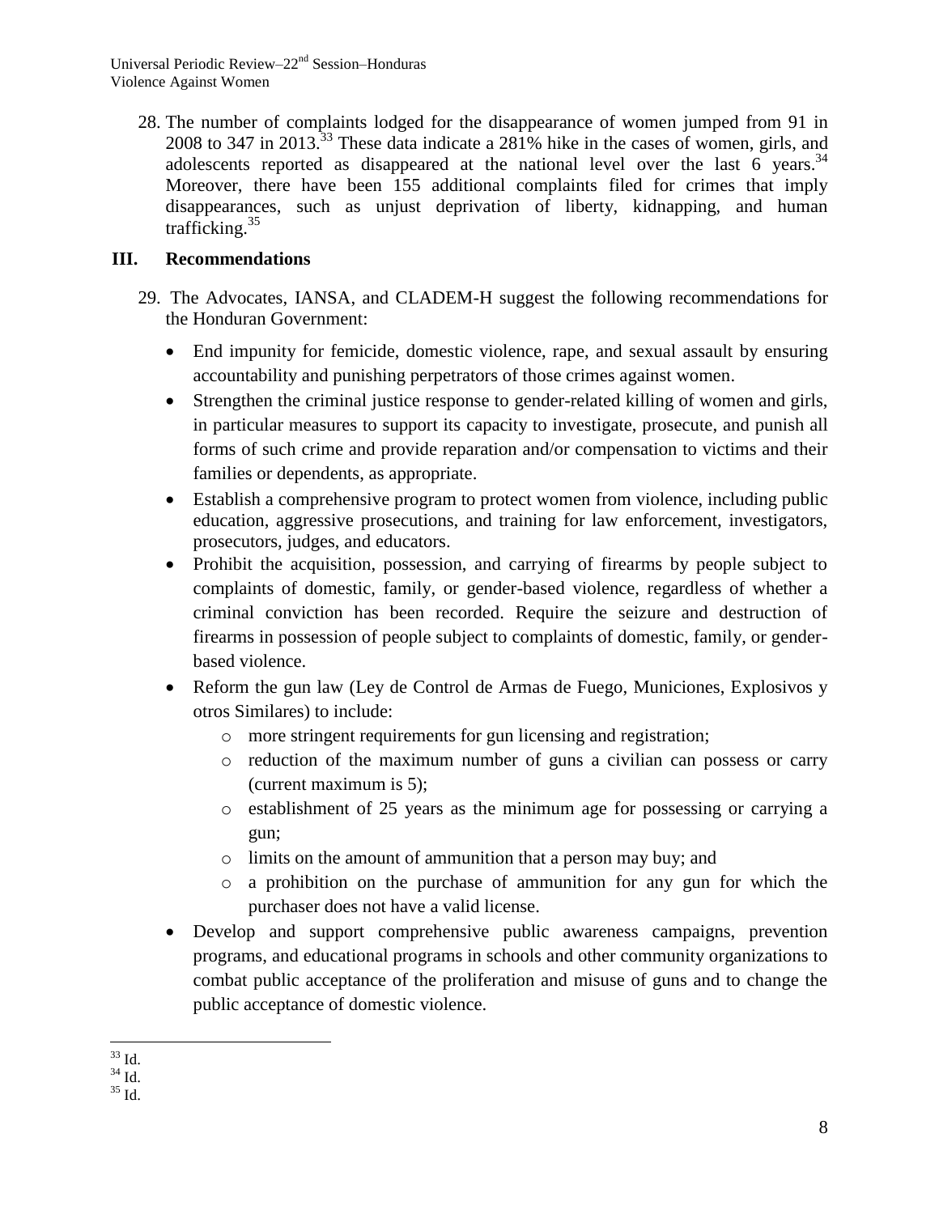28. The number of complaints lodged for the disappearance of women jumped from 91 in 2008 to 347 in 2013.[33] These data indicate a 281% hike in the cases of women, girls, and adolescents reported as disappeared at the national level over the last 6 years.[34] Moreover, there have been 155 additional complaints filed for crimes that imply disappearances, such as unjust deprivation of liberty, kidnapping, and human trafficking.[35]

## III. Recommendations

29. The Advocates, IANSA, and CLADEM-H suggest the following recommendations for the Honduran Government:

- End impunity for femicide, domestic violence, rape, and sexual assault by ensuring accountability and punishing perpetrators of those crimes against women.
- Strengthen the criminal justice response to gender-related killing of women and girls, in particular measures to support its capacity to investigate, prosecute, and punish all forms of such crime and provide reparation and/or compensation to victims and their families or dependents, as appropriate.
- Establish a comprehensive program to protect women from violence, including public education, aggressive prosecutions, and training for law enforcement, investigators, prosecutors, judges, and educators.
- Prohibit the acquisition, possession, and carrying of firearms by people subject to complaints of domestic, family, or gender-based violence, regardless of whether a criminal conviction has been recorded. Require the seizure and destruction of firearms in possession of people subject to complaints of domestic, family, or gender-based violence.
- Reform the gun law (Ley de Control de Armas de Fuego, Municiones, Explosivos y otros Similares) to include:
  - more stringent requirements for gun licensing and registration;
  - reduction of the maximum number of guns a civilian can possess or carry (current maximum is 5);
  - establishment of 25 years as the minimum age for possessing or carrying a gun;
  - limits on the amount of ammunition that a person may buy; and
  - a prohibition on the purchase of ammunition for any gun for which the purchaser does not have a valid license.
- Develop and support comprehensive public awareness campaigns, prevention programs, and educational programs in schools and other community organizations to combat public acceptance of the proliferation and misuse of guns and to change the public acceptance of domestic violence.

---

[33] Id.

[34] Id.

[35] Id.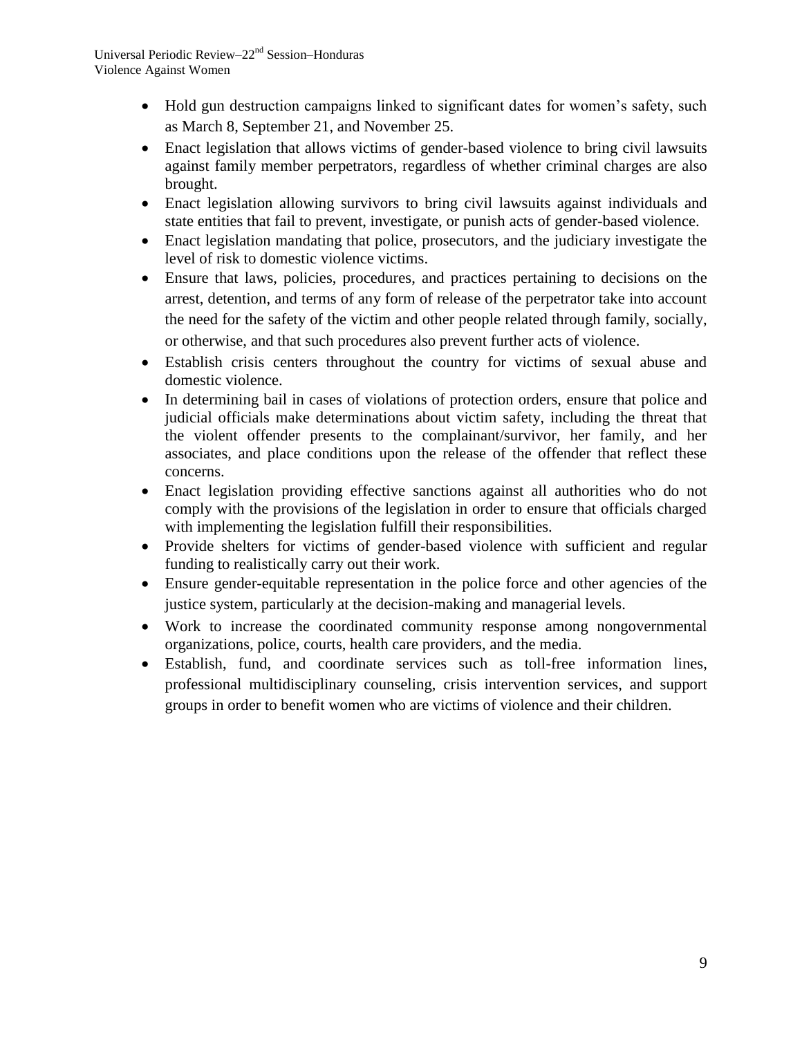- Hold gun destruction campaigns linked to significant dates for women's safety, such as March 8, September 21, and November 25.
- Enact legislation that allows victims of gender-based violence to bring civil lawsuits against family member perpetrators, regardless of whether criminal charges are also brought.
- Enact legislation allowing survivors to bring civil lawsuits against individuals and state entities that fail to prevent, investigate, or punish acts of gender-based violence.
- Enact legislation mandating that police, prosecutors, and the judiciary investigate the level of risk to domestic violence victims.
- Ensure that laws, policies, procedures, and practices pertaining to decisions on the arrest, detention, and terms of any form of release of the perpetrator take into account the need for the safety of the victim and other people related through family, socially, or otherwise, and that such procedures also prevent further acts of violence.
- Establish crisis centers throughout the country for victims of sexual abuse and domestic violence.
- In determining bail in cases of violations of protection orders, ensure that police and judicial officials make determinations about victim safety, including the threat that the violent offender presents to the complainant/survivor, her family, and her associates, and place conditions upon the release of the offender that reflect these concerns.
- Enact legislation providing effective sanctions against all authorities who do not comply with the provisions of the legislation in order to ensure that officials charged with implementing the legislation fulfill their responsibilities.
- Provide shelters for victims of gender-based violence with sufficient and regular funding to realistically carry out their work.
- Ensure gender-equitable representation in the police force and other agencies of the justice system, particularly at the decision-making and managerial levels.
- Work to increase the coordinated community response among nongovernmental organizations, police, courts, health care providers, and the media.
- Establish, fund, and coordinate services such as toll-free information lines, professional multidisciplinary counseling, crisis intervention services, and support groups in order to benefit women who are victims of violence and their children.